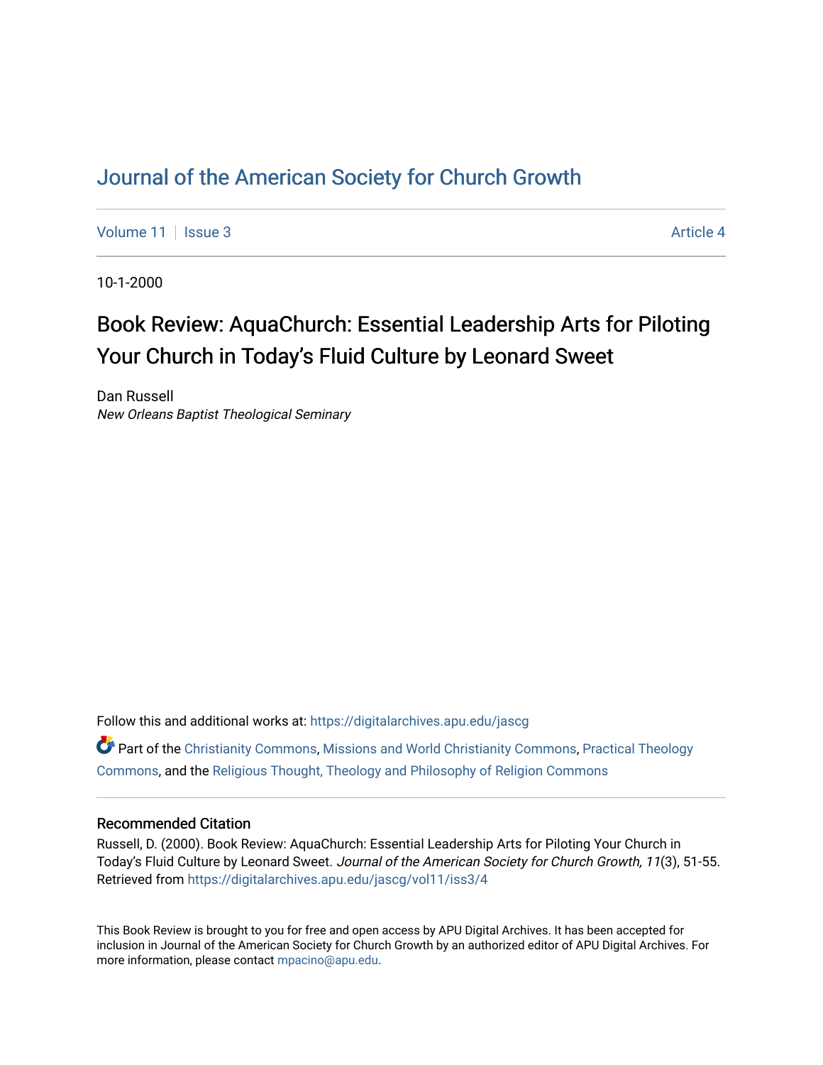# Journal of the American Society for Church Growth

Volume 11 | Issue 3 | Article 4

10-1-2000

## Book Review: AquaChurch: Essential Leadership Arts for Piloting Your Church in Today's Fluid Culture by Leonard Sweet

Dan Russell
*New Orleans Baptist Theological Seminary*

Follow this and additional works at: https://digitalarchives.apu.edu/jascg

Part of the Christianity Commons, Missions and World Christianity Commons, Practical Theology Commons, and the Religious Thought, Theology and Philosophy of Religion Commons

### Recommended Citation

Russell, D. (2000). Book Review: AquaChurch: Essential Leadership Arts for Piloting Your Church in Today's Fluid Culture by Leonard Sweet. *Journal of the American Society for Church Growth, 11*(3), 51-55. Retrieved from https://digitalarchives.apu.edu/jascg/vol11/iss3/4

This Book Review is brought to you for free and open access by APU Digital Archives. It has been accepted for inclusion in Journal of the American Society for Church Growth by an authorized editor of APU Digital Archives. For more information, please contact mpacino@apu.edu.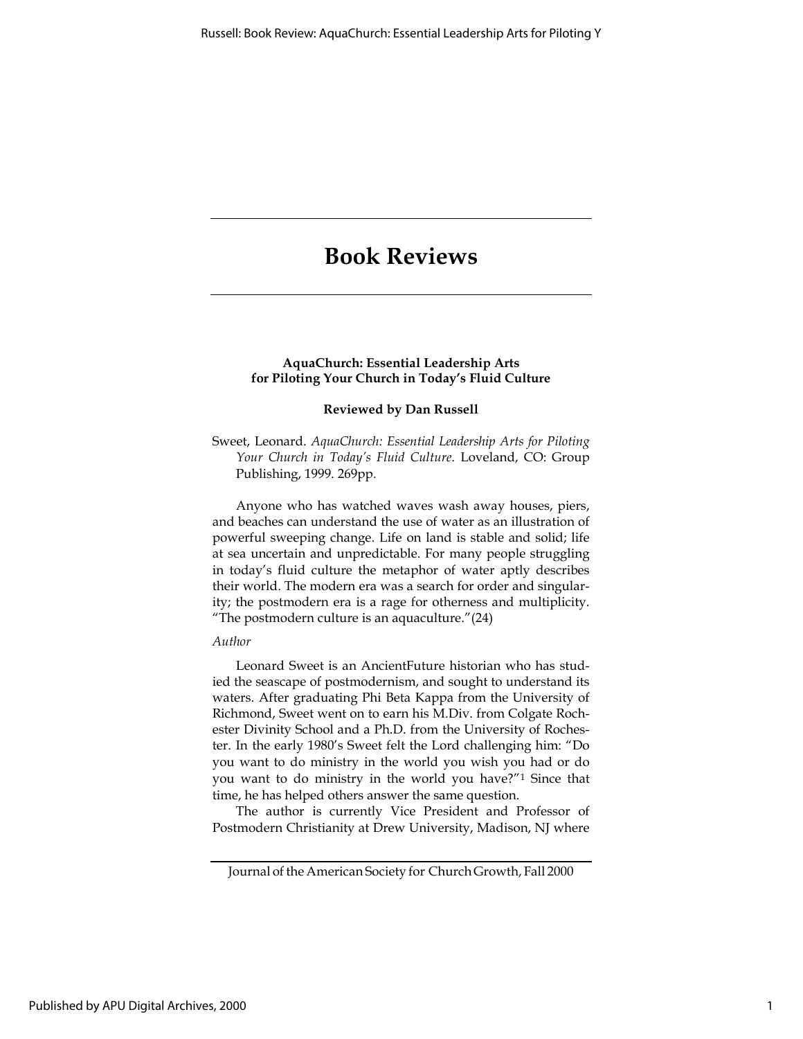# Book Reviews

### AquaChurch: Essential Leadership Arts for Piloting Your Church in Today's Fluid Culture

**Reviewed by Dan Russell**

Sweet, Leonard. *AquaChurch: Essential Leadership Arts for Piloting Your Church in Today's Fluid Culture.* Loveland, CO: Group Publishing, 1999. 269pp.

Anyone who has watched waves wash away houses, piers, and beaches can understand the use of water as an illustration of powerful sweeping change. Life on land is stable and solid; life at sea uncertain and unpredictable. For many people struggling in today's fluid culture the metaphor of water aptly describes their world. The modern era was a search for order and singularity; the postmodern era is a rage for otherness and multiplicity. "The postmodern culture is an aquaculture."(24)

*Author*

Leonard Sweet is an AncientFuture historian who has studied the seascape of postmodernism, and sought to understand its waters. After graduating Phi Beta Kappa from the University of Richmond, Sweet went on to earn his M.Div. from Colgate Rochester Divinity School and a Ph.D. from the University of Rochester. In the early 1980's Sweet felt the Lord challenging him: "Do you want to do ministry in the world you wish you had or do you want to do ministry in the world you have?"[1] Since that time, he has helped others answer the same question.

The author is currently Vice President and Professor of Postmodern Christianity at Drew University, Madison, NJ where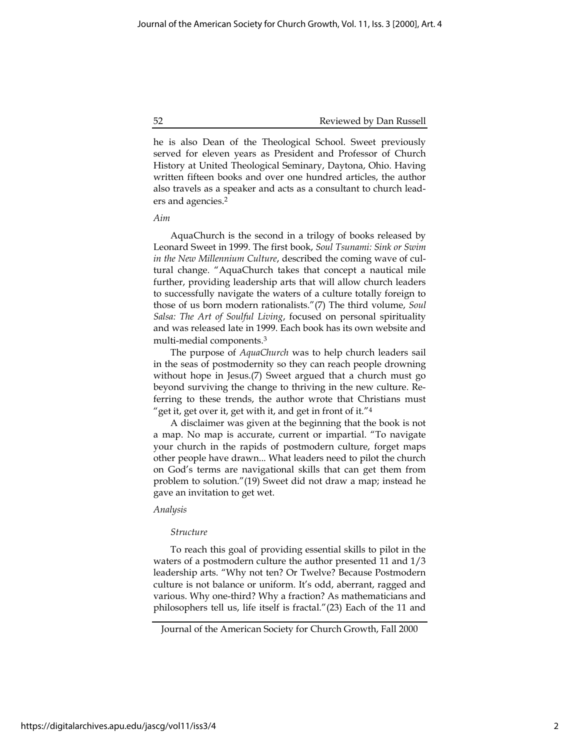he is also Dean of the Theological School. Sweet previously served for eleven years as President and Professor of Church History at United Theological Seminary, Daytona, Ohio. Having written fifteen books and over one hundred articles, the author also travels as a speaker and acts as a consultant to church leaders and agencies.[2]

*Aim*

AquaChurch is the second in a trilogy of books released by Leonard Sweet in 1999. The first book, *Soul Tsunami: Sink or Swim in the New Millennium Culture*, described the coming wave of cultural change. "AquaChurch takes that concept a nautical mile further, providing leadership arts that will allow church leaders to successfully navigate the waters of a culture totally foreign to those of us born modern rationalists."(7) The third volume, *Soul Salsa: The Art of Soulful Living*, focused on personal spirituality and was released late in 1999. Each book has its own website and multi-medial components.[3]

The purpose of *AquaChurch* was to help church leaders sail in the seas of postmodernity so they can reach people drowning without hope in Jesus.(7) Sweet argued that a church must go beyond surviving the change to thriving in the new culture. Referring to these trends, the author wrote that Christians must "get it, get over it, get with it, and get in front of it."[4]

A disclaimer was given at the beginning that the book is not a map. No map is accurate, current or impartial. "To navigate your church in the rapids of postmodern culture, forget maps other people have drawn... What leaders need to pilot the church on God's terms are navigational skills that can get them from problem to solution."(19) Sweet did not draw a map; instead he gave an invitation to get wet.

*Analysis*

*Structure*

To reach this goal of providing essential skills to pilot in the waters of a postmodern culture the author presented 11 and 1/3 leadership arts. "Why not ten? Or Twelve? Because Postmodern culture is not balance or uniform. It's odd, aberrant, ragged and various. Why one-third? Why a fraction? As mathematicians and philosophers tell us, life itself is fractal."(23) Each of the 11 and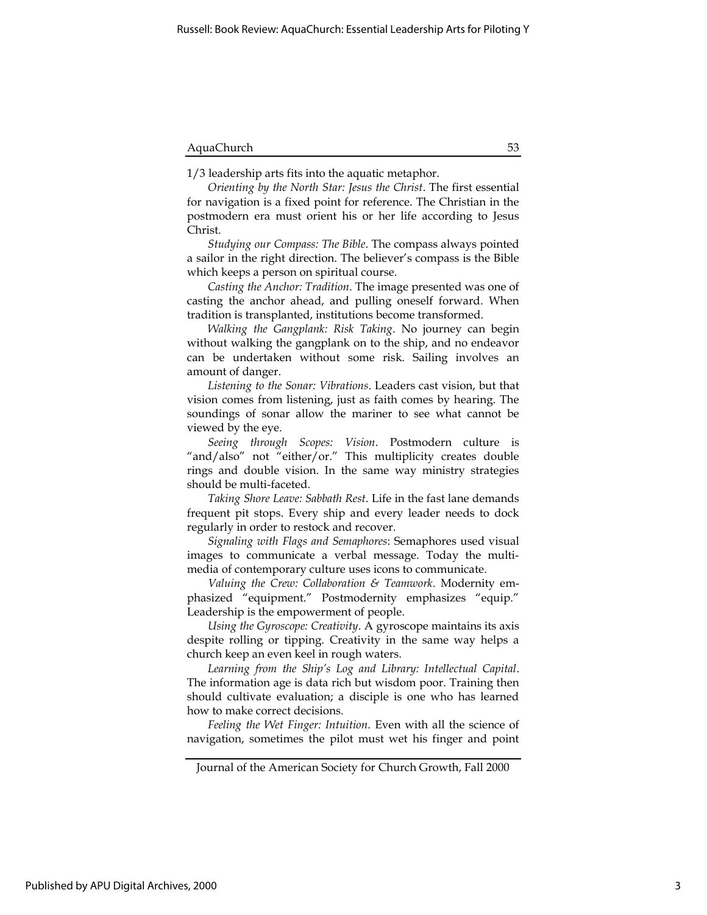1/3 leadership arts fits into the aquatic metaphor.

*Orienting by the North Star: Jesus the Christ*. The first essential for navigation is a fixed point for reference. The Christian in the postmodern era must orient his or her life according to Jesus Christ.

*Studying our Compass: The Bible*. The compass always pointed a sailor in the right direction. The believer's compass is the Bible which keeps a person on spiritual course.

*Casting the Anchor: Tradition*. The image presented was one of casting the anchor ahead, and pulling oneself forward. When tradition is transplanted, institutions become transformed.

*Walking the Gangplank: Risk Taking*. No journey can begin without walking the gangplank on to the ship, and no endeavor can be undertaken without some risk. Sailing involves an amount of danger.

*Listening to the Sonar: Vibrations*. Leaders cast vision, but that vision comes from listening, just as faith comes by hearing. The soundings of sonar allow the mariner to see what cannot be viewed by the eye.

*Seeing through Scopes: Vision*. Postmodern culture is "and/also" not "either/or." This multiplicity creates double rings and double vision. In the same way ministry strategies should be multi-faceted.

*Taking Shore Leave: Sabbath Rest*. Life in the fast lane demands frequent pit stops. Every ship and every leader needs to dock regularly in order to restock and recover.

*Signaling with Flags and Semaphores*: Semaphores used visual images to communicate a verbal message. Today the multi-media of contemporary culture uses icons to communicate.

*Valuing the Crew: Collaboration & Teamwork*. Modernity emphasized "equipment." Postmodernity emphasizes "equip." Leadership is the empowerment of people.

*Using the Gyroscope: Creativity*. A gyroscope maintains its axis despite rolling or tipping. Creativity in the same way helps a church keep an even keel in rough waters.

*Learning from the Ship's Log and Library: Intellectual Capital*. The information age is data rich but wisdom poor. Training then should cultivate evaluation; a disciple is one who has learned how to make correct decisions.

*Feeling the Wet Finger: Intuition*. Even with all the science of navigation, sometimes the pilot must wet his finger and point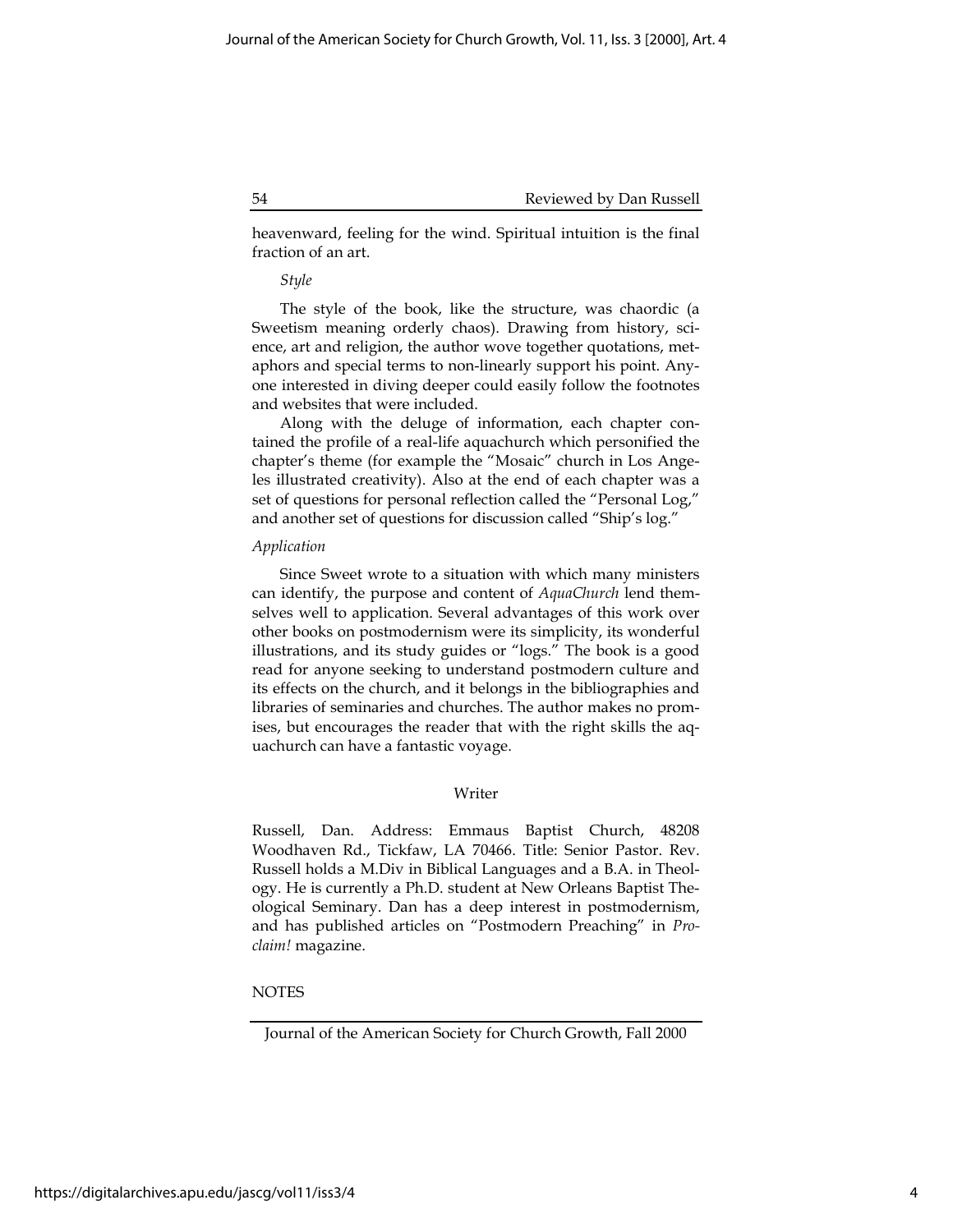heavenward, feeling for the wind. Spiritual intuition is the final fraction of an art.

*Style*

The style of the book, like the structure, was chaordic (a Sweetism meaning orderly chaos). Drawing from history, science, art and religion, the author wove together quotations, metaphors and special terms to non-linearly support his point. Anyone interested in diving deeper could easily follow the footnotes and websites that were included.

Along with the deluge of information, each chapter contained the profile of a real-life aquachurch which personified the chapter's theme (for example the "Mosaic" church in Los Angeles illustrated creativity). Also at the end of each chapter was a set of questions for personal reflection called the "Personal Log," and another set of questions for discussion called "Ship's log."

*Application*

Since Sweet wrote to a situation with which many ministers can identify, the purpose and content of *AquaChurch* lend themselves well to application. Several advantages of this work over other books on postmodernism were its simplicity, its wonderful illustrations, and its study guides or "logs." The book is a good read for anyone seeking to understand postmodern culture and its effects on the church, and it belongs in the bibliographies and libraries of seminaries and churches. The author makes no promises, but encourages the reader that with the right skills the aquachurch can have a fantastic voyage.

## Writer

Russell, Dan. Address: Emmaus Baptist Church, 48208 Woodhaven Rd., Tickfaw, LA 70466. Title: Senior Pastor. Rev. Russell holds a M.Div in Biblical Languages and a B.A. in Theology. He is currently a Ph.D. student at New Orleans Baptist Theological Seminary. Dan has a deep interest in postmodernism, and has published articles on "Postmodern Preaching" in *Proclaim!* magazine.

NOTES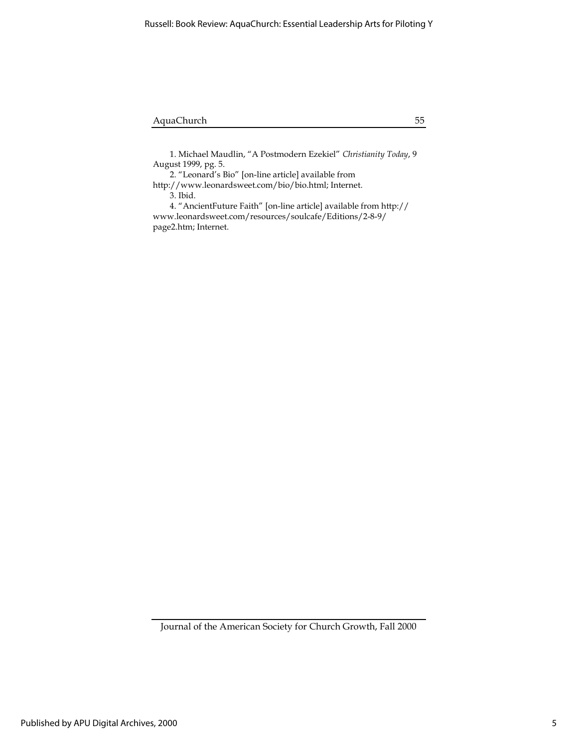1. Michael Maudlin, "A Postmodern Ezekiel" *Christianity Today*, 9 August 1999, pg. 5.

2. "Leonard's Bio" [on-line article] available from http://www.leonardsweet.com/bio/bio.html; Internet.

3. Ibid.

4. "AncientFuture Faith" [on-line article] available from http://www.leonardsweet.com/resources/soulcafe/Editions/2-8-9/page2.htm; Internet.